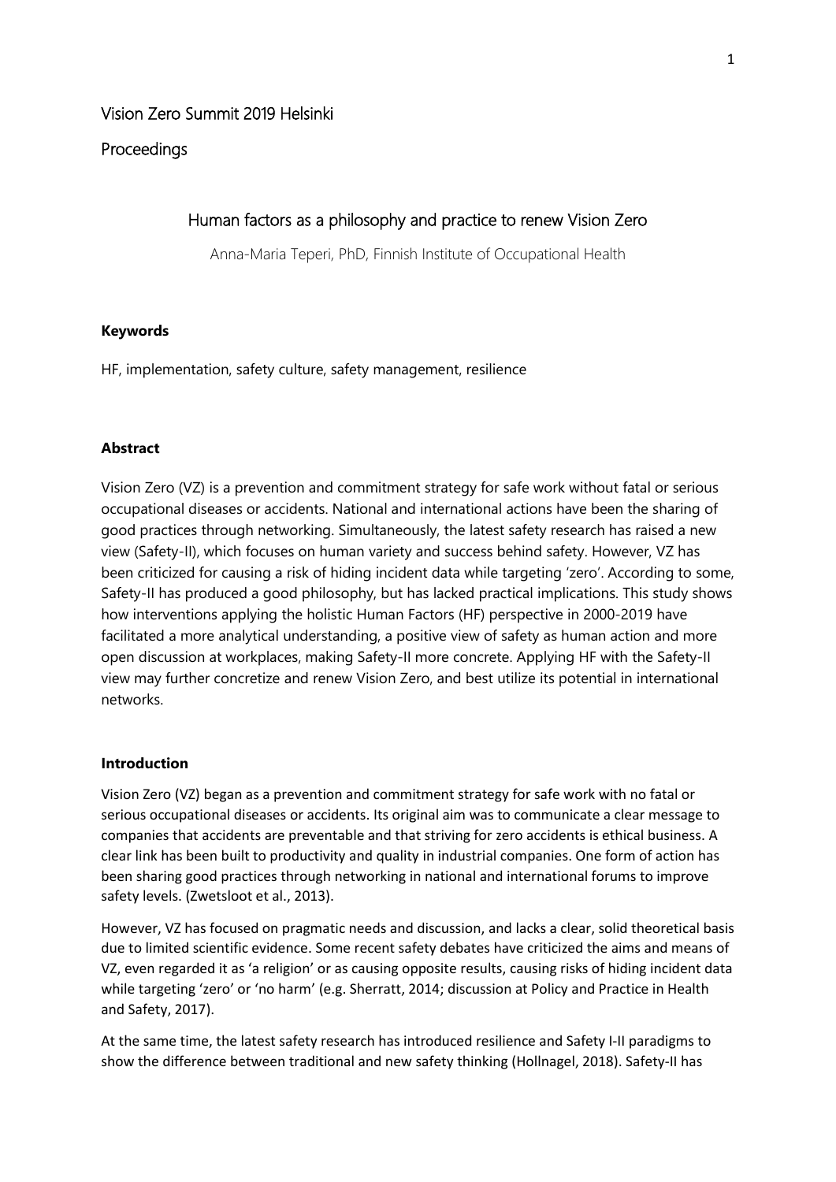Vision Zero Summit 2019 Helsinki

Proceedings

# Human factors as a philosophy and practice to renew Vision Zero

Anna-Maria Teperi, PhD, Finnish Institute of Occupational Health

## Keywords

HF, implementation, safety culture, safety management, resilience

## Abstract

Vision Zero (VZ) is a prevention and commitment strategy for safe work without fatal or serious occupational diseases or accidents. National and international actions have been the sharing of good practices through networking. Simultaneously, the latest safety research has raised a new view (Safety-II), which focuses on human variety and success behind safety. However, VZ has been criticized for causing a risk of hiding incident data while targeting 'zero'. According to some, Safety-II has produced a good philosophy, but has lacked practical implications. This study shows how interventions applying the holistic Human Factors (HF) perspective in 2000-2019 have facilitated a more analytical understanding, a positive view of safety as human action and more open discussion at workplaces, making Safety-II more concrete. Applying HF with the Safety-II view may further concretize and renew Vision Zero, and best utilize its potential in international networks.

## Introduction

Vision Zero (VZ) began as a prevention and commitment strategy for safe work with no fatal or serious occupational diseases or accidents. Its original aim was to communicate a clear message to companies that accidents are preventable and that striving for zero accidents is ethical business. A clear link has been built to productivity and quality in industrial companies. One form of action has been sharing good practices through networking in national and international forums to improve safety levels. (Zwetsloot et al., 2013).

However, VZ has focused on pragmatic needs and discussion, and lacks a clear, solid theoretical basis due to limited scientific evidence. Some recent safety debates have criticized the aims and means of VZ, even regarded it as 'a religion' or as causing opposite results, causing risks of hiding incident data while targeting 'zero' or 'no harm' (e.g. Sherratt, 2014; discussion at Policy and Practice in Health and Safety, 2017).

At the same time, the latest safety research has introduced resilience and Safety I-II paradigms to show the difference between traditional and new safety thinking (Hollnagel, 2018). Safety-II has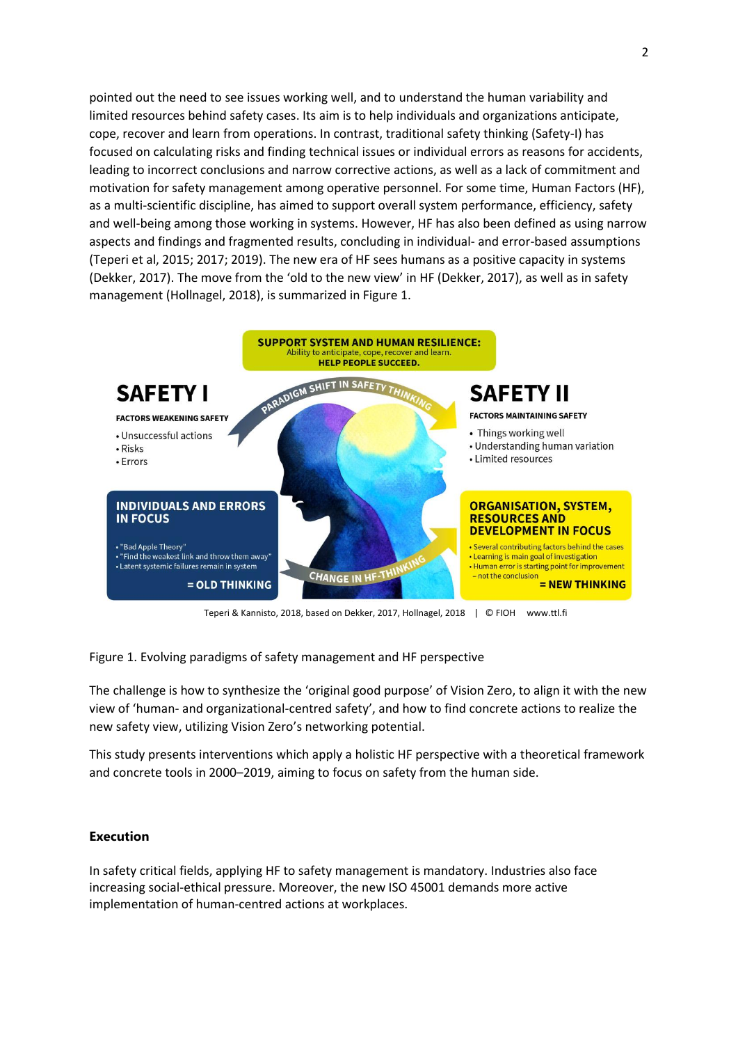pointed out the need to see issues working well, and to understand the human variability and limited resources behind safety cases. Its aim is to help individuals and organizations anticipate, cope, recover and learn from operations. In contrast, traditional safety thinking (Safety-I) has focused on calculating risks and finding technical issues or individual errors as reasons for accidents, leading to incorrect conclusions and narrow corrective actions, as well as a lack of commitment and motivation for safety management among operative personnel. For some time, Human Factors (HF), as a multi-scientific discipline, has aimed to support overall system performance, efficiency, safety and well-being among those working in systems. However, HF has also been defined as using narrow aspects and findings and fragmented results, concluding in individual- and error-based assumptions (Teperi et al, 2015; 2017; 2019). The new era of HF sees humans as a positive capacity in systems (Dekker, 2017). The move from the 'old to the new view' in HF (Dekker, 2017), as well as in safety management (Hollnagel, 2018), is summarized in Figure 1.

**SUPPORT SYSTEM AND HUMAN RESILIENCE:**
Ability to anticipate, cope, recover and learn.
**HELP PEOPLE SUCCEED.**

PARADIGM SHIFT IN SAFETY THINKING

**SAFETY I**

**FACTORS WEAKENING SAFETY**

- Unsuccessful actions
- Risks
- Errors

**INDIVIDUALS AND ERRORS IN FOCUS**

- "Bad Apple Theory"
- "Find the weakest link and throw them away"
- Latent systemic failures remain in system

**= OLD THINKING**

**SAFETY II**

**FACTORS MAINTAINING SAFETY**

- Things working well
- Understanding human variation
- Limited resources

**ORGANISATION, SYSTEM, RESOURCES AND DEVELOPMENT IN FOCUS**

- Several contributing factors behind the cases
- Learning is main goal of investigation
- Human error is starting point for improvement – not the conclusion

**= NEW THINKING**

CHANGE IN HF-THINKING

Teperi & Kannisto, 2018, based on Dekker, 2017, Hollnagel, 2018 | © FIOH www.ttl.fi

Figure 1. Evolving paradigms of safety management and HF perspective

The challenge is how to synthesize the 'original good purpose' of Vision Zero, to align it with the new view of 'human- and organizational-centred safety', and how to find concrete actions to realize the new safety view, utilizing Vision Zero's networking potential.

This study presents interventions which apply a holistic HF perspective with a theoretical framework and concrete tools in 2000–2019, aiming to focus on safety from the human side.

## Execution

In safety critical fields, applying HF to safety management is mandatory. Industries also face increasing social-ethical pressure. Moreover, the new ISO 45001 demands more active implementation of human-centred actions at workplaces.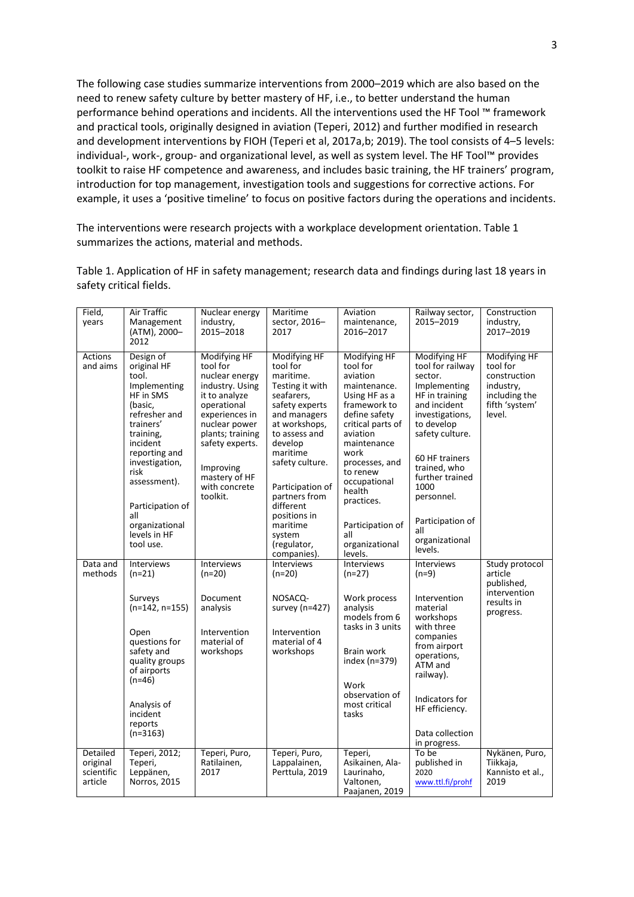The following case studies summarize interventions from 2000–2019 which are also based on the need to renew safety culture by better mastery of HF, i.e., to better understand the human performance behind operations and incidents. All the interventions used the HF Tool ™ framework and practical tools, originally designed in aviation (Teperi, 2012) and further modified in research and development interventions by FIOH (Teperi et al, 2017a,b; 2019). The tool consists of 4–5 levels: individual-, work-, group- and organizational level, as well as system level. The HF Tool™ provides toolkit to raise HF competence and awareness, and includes basic training, the HF trainers' program, introduction for top management, investigation tools and suggestions for corrective actions. For example, it uses a 'positive timeline' to focus on positive factors during the operations and incidents.

The interventions were research projects with a workplace development orientation. Table 1 summarizes the actions, material and methods.

Table 1. Application of HF in safety management; research data and findings during last 18 years in safety critical fields.

| Field, years | Air Traffic Management (ATM), 2000–2012 | Nuclear energy industry, 2015–2018 | Maritime sector, 2016–2017 | Aviation maintenance, 2016–2017 | Railway sector, 2015–2019 | Construction industry, 2017–2019 |
|---|---|---|---|---|---|---|
| Actions and aims | Design of original HF tool. Implementing HF in SMS (basic, refresher and trainers' training, incident reporting and investigation, risk assessment). Participation of all organizational levels in HF tool use. | Modifying HF tool for nuclear energy industry. Using it to analyze operational experiences in nuclear power plants; training safety experts. Improving mastery of HF with concrete toolkit. | Modifying HF tool for maritime. Testing it with seafarers, safety experts and managers at workshops, to assess and develop maritime safety culture. Participation of partners from different positions in maritime system (regulator, companies). | Modifying HF tool for aviation maintenance. Using HF as a framework to define safety critical parts of aviation maintenance work processes, and to renew occupational health practices. Participation of all organizational levels. | Modifying HF tool for railway sector. Implementing HF in training and incident investigations, to develop safety culture. 60 HF trainers trained, who further trained 1000 personnel. Participation of all organizational levels. | Modifying HF tool for construction industry, including the fifth 'system' level. |
| Data and methods | Interviews (n=21) Surveys (n=142, n=155) Open questions for safety and quality groups of airports (n=46) Analysis of incident reports (n=3163) | Interviews (n=20) Document analysis Intervention material of workshops | Interviews (n=20) NOSACQ-survey (n=427) Intervention material of 4 workshops | Interviews (n=27) Work process analysis models from 6 tasks in 3 units Brain work index (n=379) Work observation of most critical tasks | Interviews (n=9) Intervention material workshops with three companies from airport operations, ATM and railway). Indicators for HF efficiency. Data collection in progress. | Study protocol article published, intervention results in progress. |
| Detailed original scientific article | Teperi, 2012; Teperi, Leppänen, Norros, 2015 | Teperi, Puro, Ratilainen, 2017 | Teperi, Puro, Lappalainen, Perttula, 2019 | Teperi, Asikainen, Ala-Laurinaho, Valtonen, Paajanen, 2019 | To be published in 2020 www.ttl.fi/prohf | Nykänen, Puro, Tiikkaja, Kannisto et al., 2019 |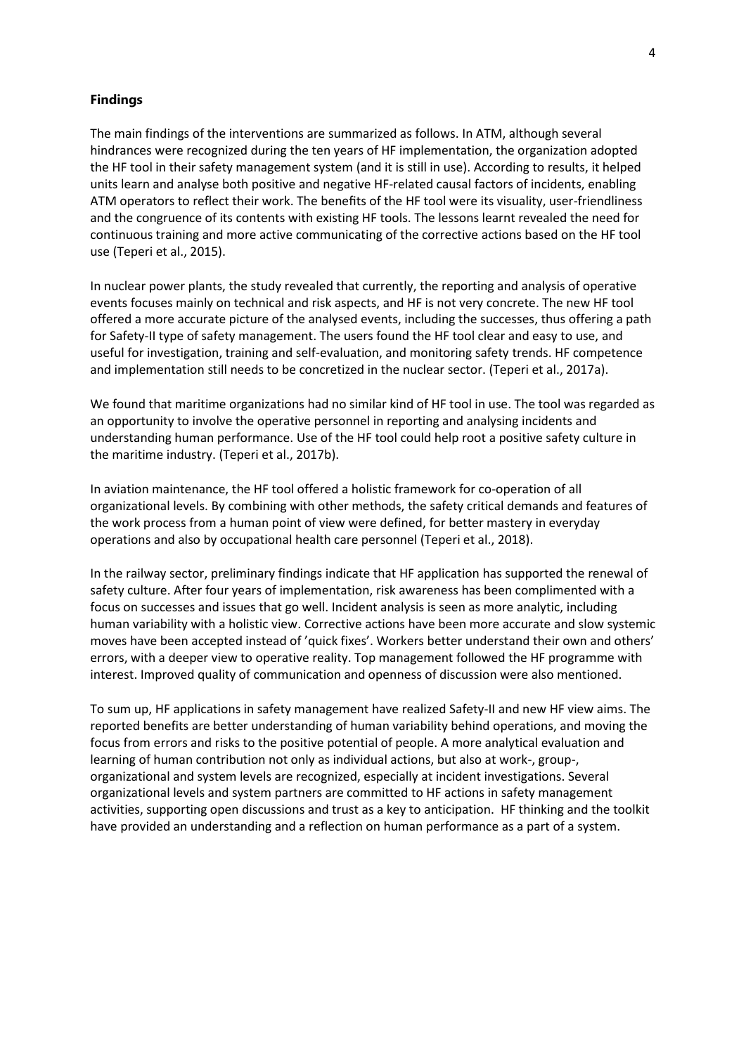**Findings**

The main findings of the interventions are summarized as follows. In ATM, although several hindrances were recognized during the ten years of HF implementation, the organization adopted the HF tool in their safety management system (and it is still in use). According to results, it helped units learn and analyse both positive and negative HF-related causal factors of incidents, enabling ATM operators to reflect their work. The benefits of the HF tool were its visuality, user-friendliness and the congruence of its contents with existing HF tools. The lessons learnt revealed the need for continuous training and more active communicating of the corrective actions based on the HF tool use (Teperi et al., 2015).

In nuclear power plants, the study revealed that currently, the reporting and analysis of operative events focuses mainly on technical and risk aspects, and HF is not very concrete. The new HF tool offered a more accurate picture of the analysed events, including the successes, thus offering a path for Safety-II type of safety management. The users found the HF tool clear and easy to use, and useful for investigation, training and self-evaluation, and monitoring safety trends. HF competence and implementation still needs to be concretized in the nuclear sector. (Teperi et al., 2017a).

We found that maritime organizations had no similar kind of HF tool in use. The tool was regarded as an opportunity to involve the operative personnel in reporting and analysing incidents and understanding human performance. Use of the HF tool could help root a positive safety culture in the maritime industry. (Teperi et al., 2017b).

In aviation maintenance, the HF tool offered a holistic framework for co-operation of all organizational levels. By combining with other methods, the safety critical demands and features of the work process from a human point of view were defined, for better mastery in everyday operations and also by occupational health care personnel (Teperi et al., 2018).

In the railway sector, preliminary findings indicate that HF application has supported the renewal of safety culture. After four years of implementation, risk awareness has been complimented with a focus on successes and issues that go well. Incident analysis is seen as more analytic, including human variability with a holistic view. Corrective actions have been more accurate and slow systemic moves have been accepted instead of 'quick fixes'. Workers better understand their own and others' errors, with a deeper view to operative reality. Top management followed the HF programme with interest. Improved quality of communication and openness of discussion were also mentioned.

To sum up, HF applications in safety management have realized Safety-II and new HF view aims. The reported benefits are better understanding of human variability behind operations, and moving the focus from errors and risks to the positive potential of people. A more analytical evaluation and learning of human contribution not only as individual actions, but also at work-, group-, organizational and system levels are recognized, especially at incident investigations. Several organizational levels and system partners are committed to HF actions in safety management activities, supporting open discussions and trust as a key to anticipation. HF thinking and the toolkit have provided an understanding and a reflection on human performance as a part of a system.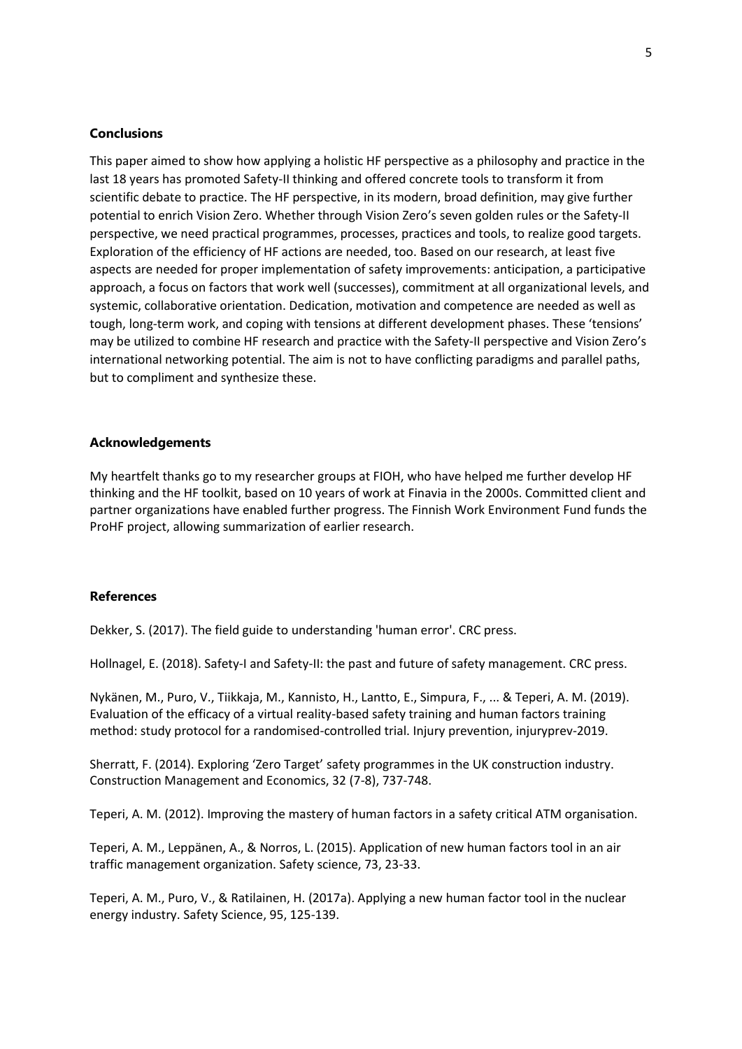## Conclusions

This paper aimed to show how applying a holistic HF perspective as a philosophy and practice in the last 18 years has promoted Safety-II thinking and offered concrete tools to transform it from scientific debate to practice. The HF perspective, in its modern, broad definition, may give further potential to enrich Vision Zero. Whether through Vision Zero's seven golden rules or the Safety-II perspective, we need practical programmes, processes, practices and tools, to realize good targets. Exploration of the efficiency of HF actions are needed, too. Based on our research, at least five aspects are needed for proper implementation of safety improvements: anticipation, a participative approach, a focus on factors that work well (successes), commitment at all organizational levels, and systemic, collaborative orientation. Dedication, motivation and competence are needed as well as tough, long-term work, and coping with tensions at different development phases. These 'tensions' may be utilized to combine HF research and practice with the Safety-II perspective and Vision Zero's international networking potential. The aim is not to have conflicting paradigms and parallel paths, but to compliment and synthesize these.

## Acknowledgements

My heartfelt thanks go to my researcher groups at FIOH, who have helped me further develop HF thinking and the HF toolkit, based on 10 years of work at Finavia in the 2000s. Committed client and partner organizations have enabled further progress. The Finnish Work Environment Fund funds the ProHF project, allowing summarization of earlier research.

## References

Dekker, S. (2017). The field guide to understanding 'human error'. CRC press.

Hollnagel, E. (2018). Safety-I and Safety-II: the past and future of safety management. CRC press.

Nykänen, M., Puro, V., Tiikkaja, M., Kannisto, H., Lantto, E., Simpura, F., ... & Teperi, A. M. (2019). Evaluation of the efficacy of a virtual reality-based safety training and human factors training method: study protocol for a randomised-controlled trial. Injury prevention, injuryprev-2019.

Sherratt, F. (2014). Exploring 'Zero Target' safety programmes in the UK construction industry. Construction Management and Economics, 32 (7-8), 737-748.

Teperi, A. M. (2012). Improving the mastery of human factors in a safety critical ATM organisation.

Teperi, A. M., Leppänen, A., & Norros, L. (2015). Application of new human factors tool in an air traffic management organization. Safety science, 73, 23-33.

Teperi, A. M., Puro, V., & Ratilainen, H. (2017a). Applying a new human factor tool in the nuclear energy industry. Safety Science, 95, 125-139.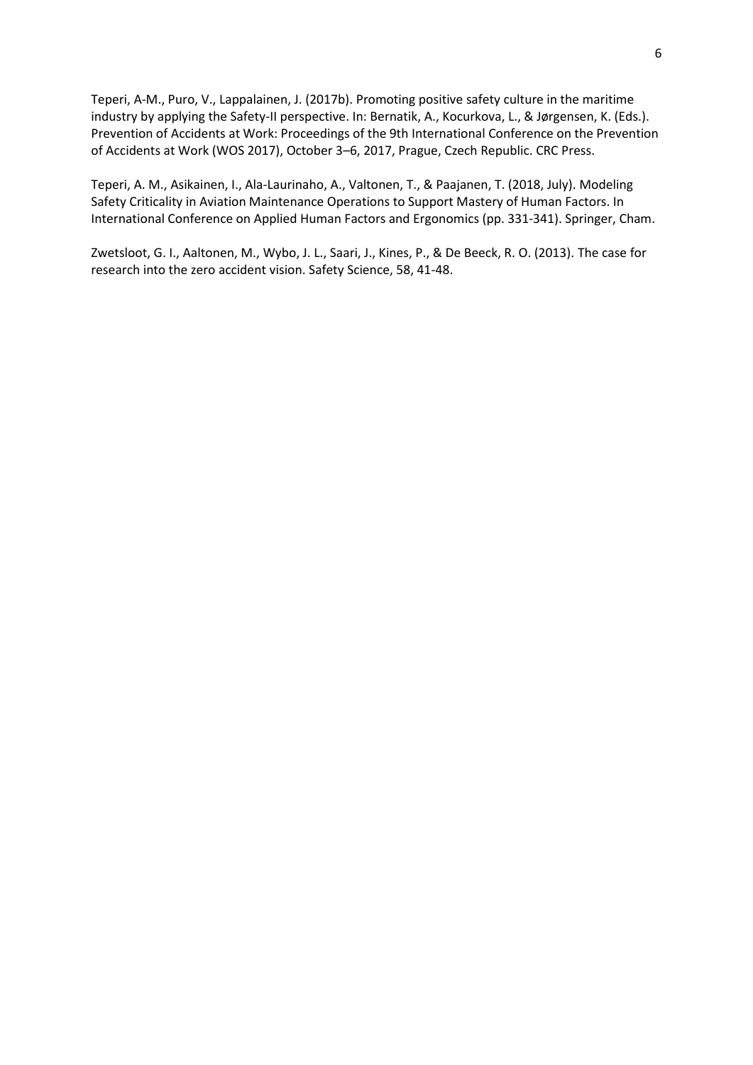Teperi, A-M., Puro, V., Lappalainen, J. (2017b). Promoting positive safety culture in the maritime industry by applying the Safety-II perspective. In: Bernatik, A., Kocurkova, L., & Jørgensen, K. (Eds.). Prevention of Accidents at Work: Proceedings of the 9th International Conference on the Prevention of Accidents at Work (WOS 2017), October 3–6, 2017, Prague, Czech Republic. CRC Press.

Teperi, A. M., Asikainen, I., Ala-Laurinaho, A., Valtonen, T., & Paajanen, T. (2018, July). Modeling Safety Criticality in Aviation Maintenance Operations to Support Mastery of Human Factors. In International Conference on Applied Human Factors and Ergonomics (pp. 331-341). Springer, Cham.

Zwetsloot, G. I., Aaltonen, M., Wybo, J. L., Saari, J., Kines, P., & De Beeck, R. O. (2013). The case for research into the zero accident vision. Safety Science, 58, 41-48.